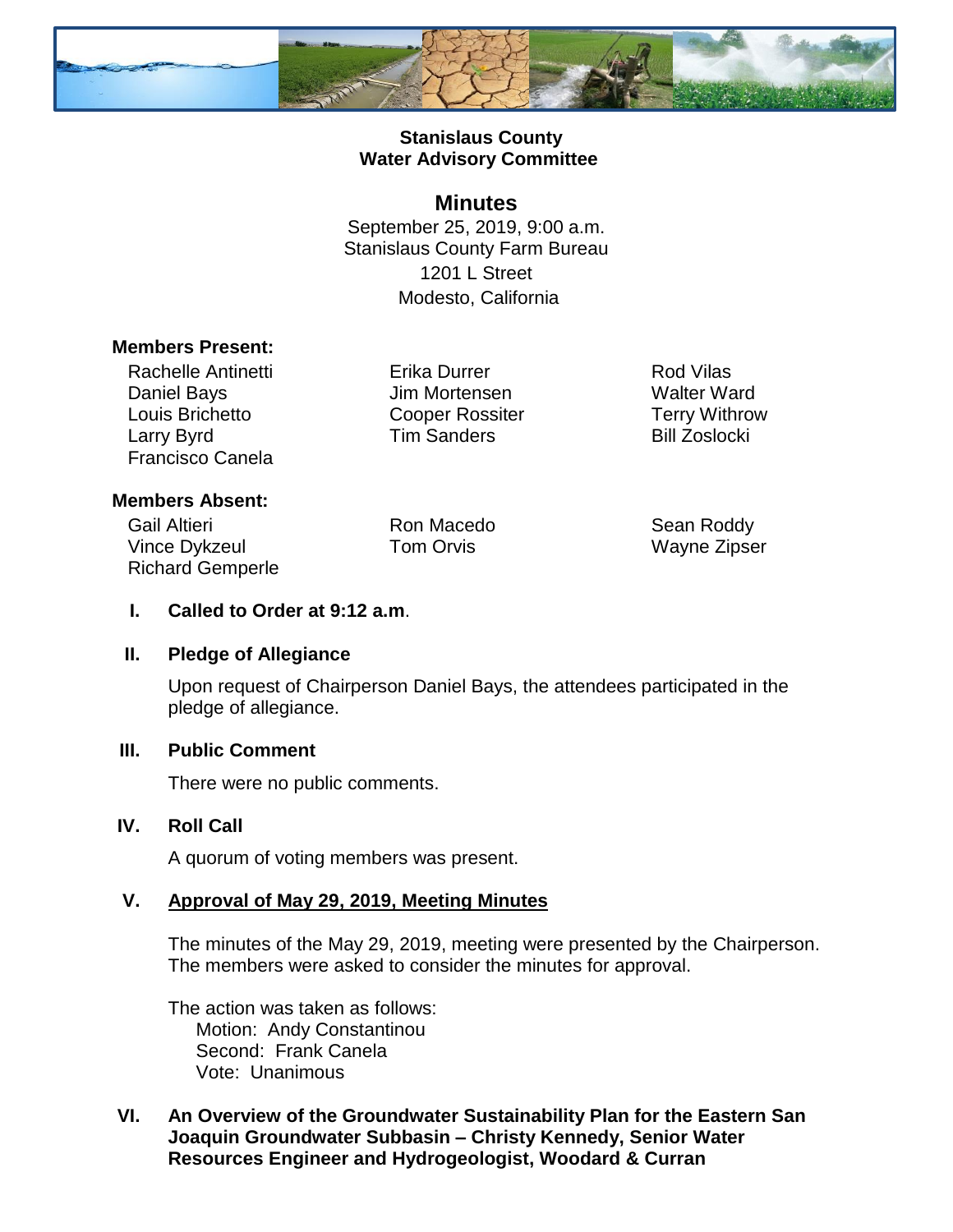**Stanislaus County**
**Water Advisory Committee**

## Minutes

September 25, 2019, 9:00 a.m.
Stanislaus County Farm Bureau
1201 L Street
Modesto, California

**Members Present:**

Rachelle Antinetti
Daniel Bays
Louis Brichetto
Larry Byrd
Francisco Canela
Erika Durrer
Jim Mortensen
Cooper Rossiter
Tim Sanders
Rod Vilas
Walter Ward
Terry Withrow
Bill Zoslocki

**Members Absent:**

Gail Altieri
Vince Dykzeul
Richard Gemperle
Ron Macedo
Tom Orvis
Sean Roddy
Wayne Zipser

**I. Called to Order at 9:12 a.m**.

**II. Pledge of Allegiance**

Upon request of Chairperson Daniel Bays, the attendees participated in the pledge of allegiance.

**III. Public Comment**

There were no public comments.

**IV. Roll Call**

A quorum of voting members was present.

**V. <u>Approval of May 29, 2019, Meeting Minutes</u>**

The minutes of the May 29, 2019, meeting were presented by the Chairperson. The members were asked to consider the minutes for approval.

The action was taken as follows:
Motion: Andy Constantinou
Second: Frank Canela
Vote: Unanimous

**VI. An Overview of the Groundwater Sustainability Plan for the Eastern San Joaquin Groundwater Subbasin – Christy Kennedy, Senior Water Resources Engineer and Hydrogeologist, Woodard & Curran**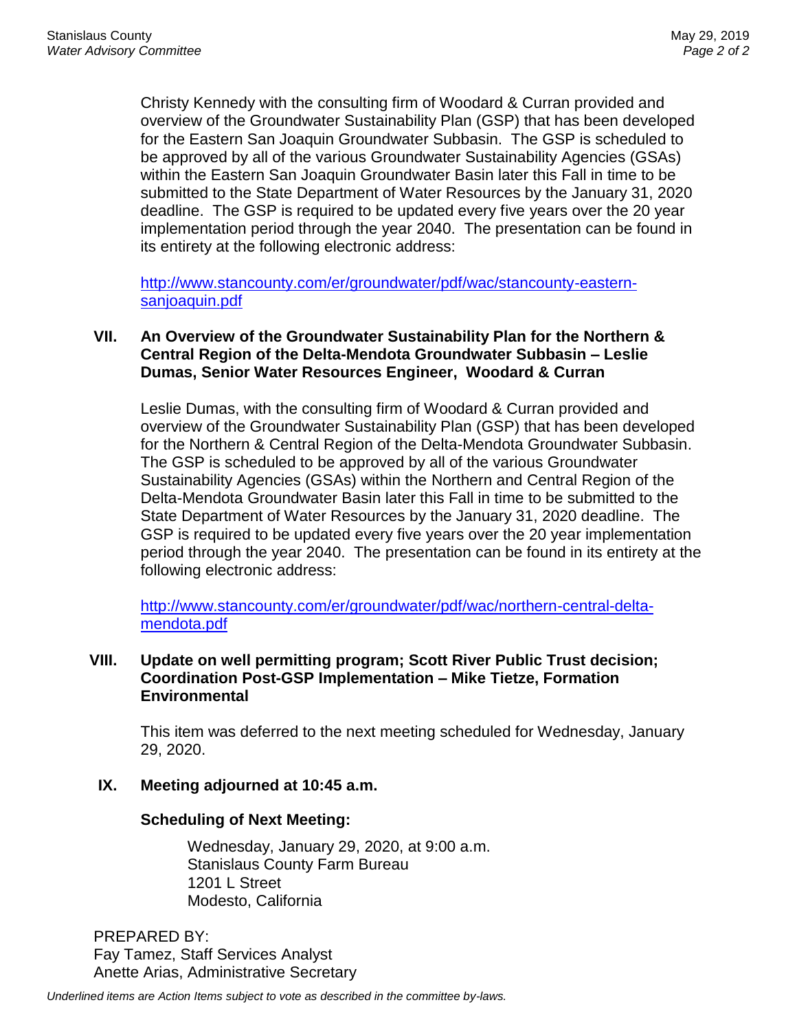Christy Kennedy with the consulting firm of Woodard & Curran provided and overview of the Groundwater Sustainability Plan (GSP) that has been developed for the Eastern San Joaquin Groundwater Subbasin. The GSP is scheduled to be approved by all of the various Groundwater Sustainability Agencies (GSAs) within the Eastern San Joaquin Groundwater Basin later this Fall in time to be submitted to the State Department of Water Resources by the January 31, 2020 deadline. The GSP is required to be updated every five years over the 20 year implementation period through the year 2040. The presentation can be found in its entirety at the following electronic address:

[http://www.stancounty.com/er/groundwater/pdf/wac/stancounty-eastern-sanjoaquin.pdf](http://www.stancounty.com/er/groundwater/pdf/wac/stancounty-eastern-sanjoaquin.pdf)

**VII. An Overview of the Groundwater Sustainability Plan for the Northern & Central Region of the Delta-Mendota Groundwater Subbasin – Leslie Dumas, Senior Water Resources Engineer, Woodard & Curran**

Leslie Dumas, with the consulting firm of Woodard & Curran provided and overview of the Groundwater Sustainability Plan (GSP) that has been developed for the Northern & Central Region of the Delta-Mendota Groundwater Subbasin. The GSP is scheduled to be approved by all of the various Groundwater Sustainability Agencies (GSAs) within the Northern and Central Region of the Delta-Mendota Groundwater Basin later this Fall in time to be submitted to the State Department of Water Resources by the January 31, 2020 deadline. The GSP is required to be updated every five years over the 20 year implementation period through the year 2040. The presentation can be found in its entirety at the following electronic address:

[http://www.stancounty.com/er/groundwater/pdf/wac/northern-central-delta-mendota.pdf](http://www.stancounty.com/er/groundwater/pdf/wac/northern-central-delta-mendota.pdf)

**VIII. Update on well permitting program; Scott River Public Trust decision; Coordination Post-GSP Implementation – Mike Tietze, Formation Environmental**

This item was deferred to the next meeting scheduled for Wednesday, January 29, 2020.

**IX. Meeting adjourned at 10:45 a.m.**

**Scheduling of Next Meeting:**

Wednesday, January 29, 2020, at 9:00 a.m.
Stanislaus County Farm Bureau
1201 L Street
Modesto, California

PREPARED BY:
Fay Tamez, Staff Services Analyst
Anette Arias, Administrative Secretary

*Underlined items are Action Items subject to vote as described in the committee by-laws.*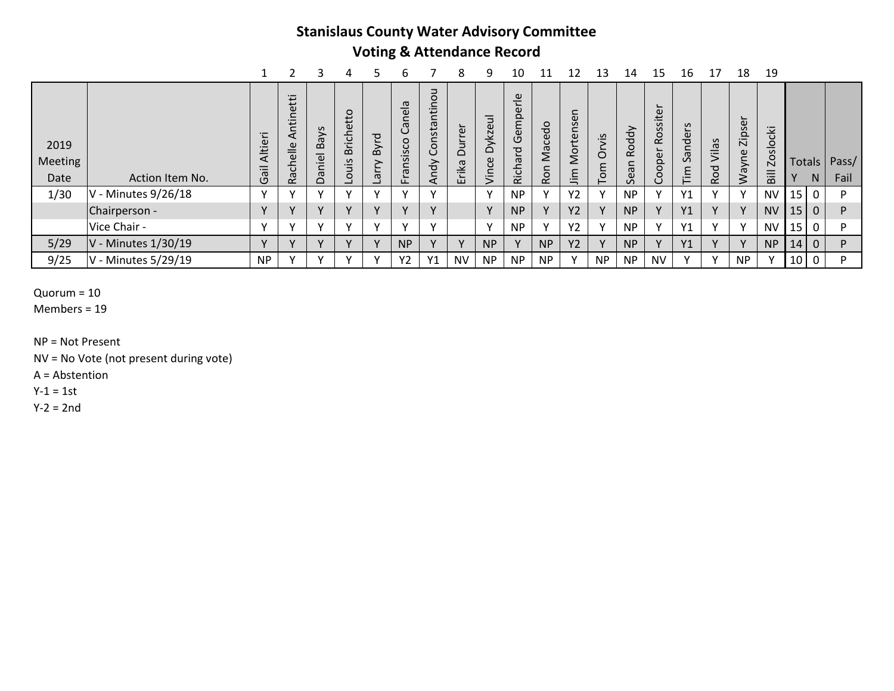# Stanislaus County Water Advisory Committee
## Voting & Attendance Record

| | | 1 | 2 | 3 | 4 | 5 | 6 | 7 | 8 | 9 | 10 | 11 | 12 | 13 | 14 | 15 | 16 | 17 | 18 | 19 | | | |
|---|---|---|---|---|---|---|---|---|---|---|---|---|---|---|---|---|---|---|---|---|---|---|---|
| 2019 Meeting Date | Action Item No. | Gail Altieri | Rachelle Antinetti | Daniel Bays | Louis Brichetto | Larry Byrd | Fransisco Canela | Andy Constantinou | Erika Durrer | Vince Dykzeul | Richard Gemperle | Ron Macedo | Jim Mortensen | Tom Orvis | Sean Roddy | Cooper Rossiter | Tim Sanders | Rod Vilas | Wayne Zipser | Bill Zoslocki | Totals Y | Totals N | Pass/ Fail |
| 1/30 | V - Minutes 9/26/18 | Y | Y | Y | Y | Y | Y | Y | | Y | NP | Y | Y2 | Y | NP | Y | Y1 | Y | Y | NV | 15 | 0 | P |
| | Chairperson - | Y | Y | Y | Y | Y | Y | Y | | Y | NP | Y | Y2 | Y | NP | Y | Y1 | Y | Y | NV | 15 | 0 | P |
| | Vice Chair - | Y | Y | Y | Y | Y | Y | Y | | Y | NP | Y | Y2 | Y | NP | Y | Y1 | Y | Y | NV | 15 | 0 | P |
| 5/29 | V - Minutes 1/30/19 | Y | Y | Y | Y | Y | NP | Y | Y | NP | Y | NP | Y2 | Y | NP | Y | Y1 | Y | Y | NP | 14 | 0 | P |
| 9/25 | V - Minutes 5/29/19 | NP | Y | Y | Y | Y | Y2 | Y1 | NV | NP | NP | NP | Y | NP | NP | NV | Y | Y | NP | Y | 10 | 0 | P |

Quorum = 10
Members = 19

NP = Not Present
NV = No Vote (not present during vote)
A = Abstention
Y-1 = 1st
Y-2 = 2nd